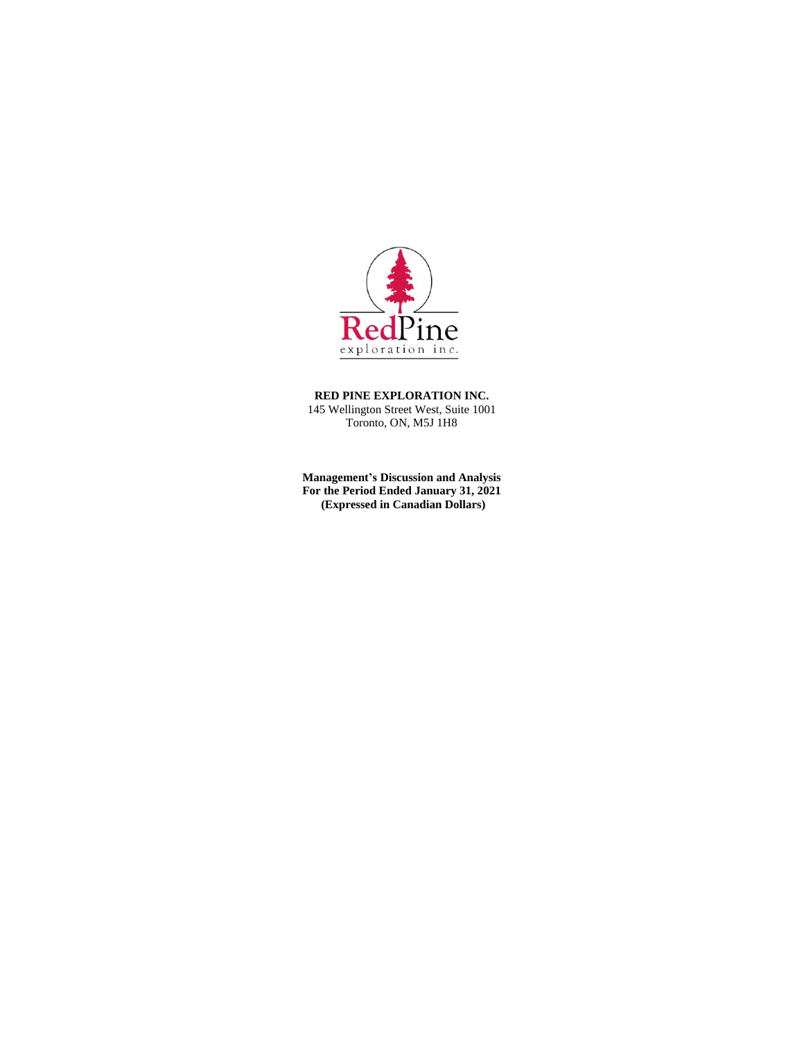**RED PINE EXPLORATION INC.**
145 Wellington Street West, Suite 1001
Toronto, ON, M5J 1H8

**Management's Discussion and Analysis**
**For the Period Ended January 31, 2021**
**(Expressed in Canadian Dollars)**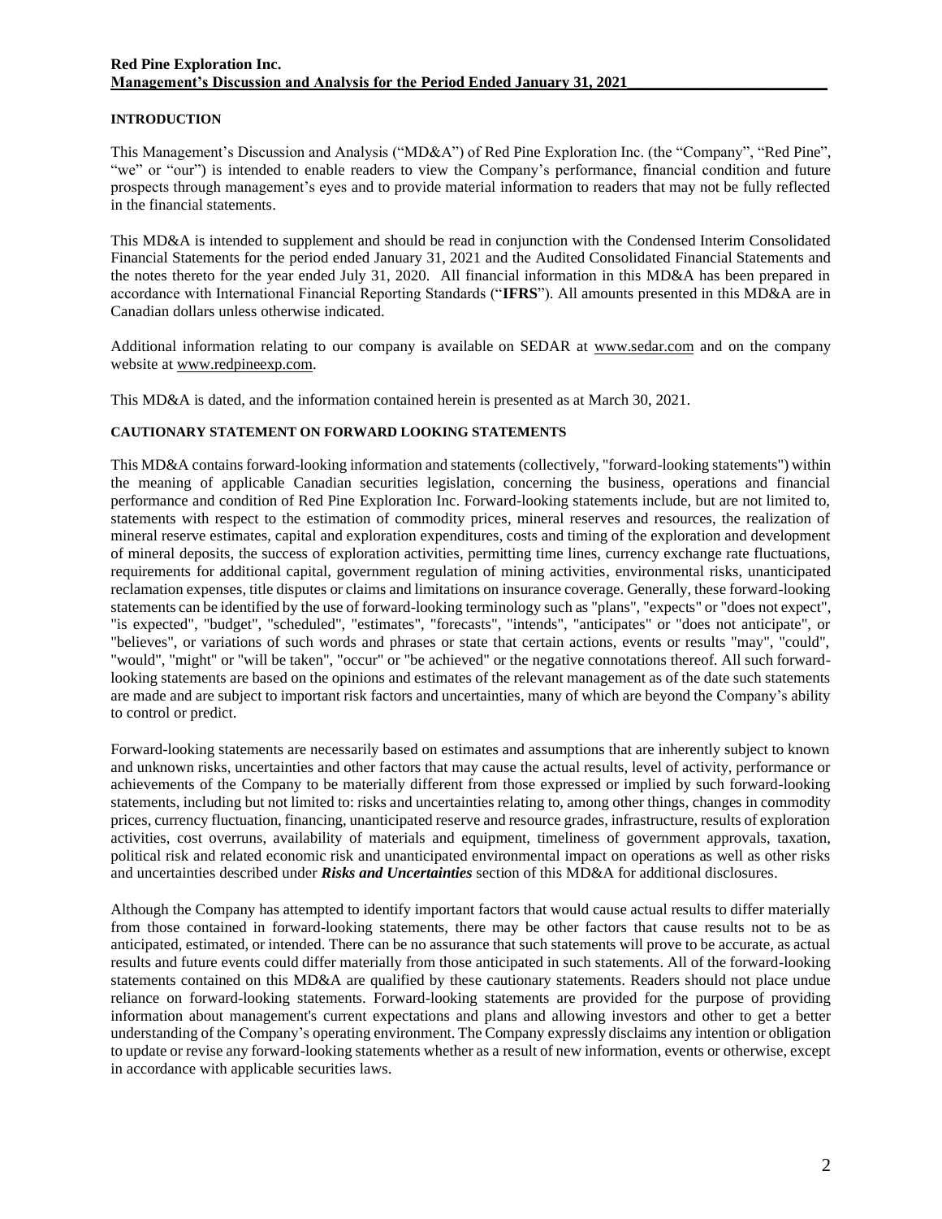## INTRODUCTION

This Management's Discussion and Analysis ("MD&A") of Red Pine Exploration Inc. (the "Company", "Red Pine", "we" or "our") is intended to enable readers to view the Company's performance, financial condition and future prospects through management's eyes and to provide material information to readers that may not be fully reflected in the financial statements.

This MD&A is intended to supplement and should be read in conjunction with the Condensed Interim Consolidated Financial Statements for the period ended January 31, 2021 and the Audited Consolidated Financial Statements and the notes thereto for the year ended July 31, 2020. All financial information in this MD&A has been prepared in accordance with International Financial Reporting Standards ("**IFRS**"). All amounts presented in this MD&A are in Canadian dollars unless otherwise indicated.

Additional information relating to our company is available on SEDAR at www.sedar.com and on the company website at www.redpineexp.com.

This MD&A is dated, and the information contained herein is presented as at March 30, 2021.

## CAUTIONARY STATEMENT ON FORWARD LOOKING STATEMENTS

This MD&A contains forward-looking information and statements (collectively, "forward-looking statements") within the meaning of applicable Canadian securities legislation, concerning the business, operations and financial performance and condition of Red Pine Exploration Inc. Forward-looking statements include, but are not limited to, statements with respect to the estimation of commodity prices, mineral reserves and resources, the realization of mineral reserve estimates, capital and exploration expenditures, costs and timing of the exploration and development of mineral deposits, the success of exploration activities, permitting time lines, currency exchange rate fluctuations, requirements for additional capital, government regulation of mining activities, environmental risks, unanticipated reclamation expenses, title disputes or claims and limitations on insurance coverage. Generally, these forward-looking statements can be identified by the use of forward-looking terminology such as "plans", "expects" or "does not expect", "is expected", "budget", "scheduled", "estimates", "forecasts", "intends", "anticipates" or "does not anticipate", or "believes", or variations of such words and phrases or state that certain actions, events or results "may", "could", "would", "might" or "will be taken", "occur" or "be achieved" or the negative connotations thereof. All such forward-looking statements are based on the opinions and estimates of the relevant management as of the date such statements are made and are subject to important risk factors and uncertainties, many of which are beyond the Company's ability to control or predict.

Forward-looking statements are necessarily based on estimates and assumptions that are inherently subject to known and unknown risks, uncertainties and other factors that may cause the actual results, level of activity, performance or achievements of the Company to be materially different from those expressed or implied by such forward-looking statements, including but not limited to: risks and uncertainties relating to, among other things, changes in commodity prices, currency fluctuation, financing, unanticipated reserve and resource grades, infrastructure, results of exploration activities, cost overruns, availability of materials and equipment, timeliness of government approvals, taxation, political risk and related economic risk and unanticipated environmental impact on operations as well as other risks and uncertainties described under ***Risks and Uncertainties*** section of this MD&A for additional disclosures.

Although the Company has attempted to identify important factors that would cause actual results to differ materially from those contained in forward-looking statements, there may be other factors that cause results not to be as anticipated, estimated, or intended. There can be no assurance that such statements will prove to be accurate, as actual results and future events could differ materially from those anticipated in such statements. All of the forward-looking statements contained on this MD&A are qualified by these cautionary statements. Readers should not place undue reliance on forward-looking statements. Forward-looking statements are provided for the purpose of providing information about management's current expectations and plans and allowing investors and other to get a better understanding of the Company's operating environment. The Company expressly disclaims any intention or obligation to update or revise any forward-looking statements whether as a result of new information, events or otherwise, except in accordance with applicable securities laws.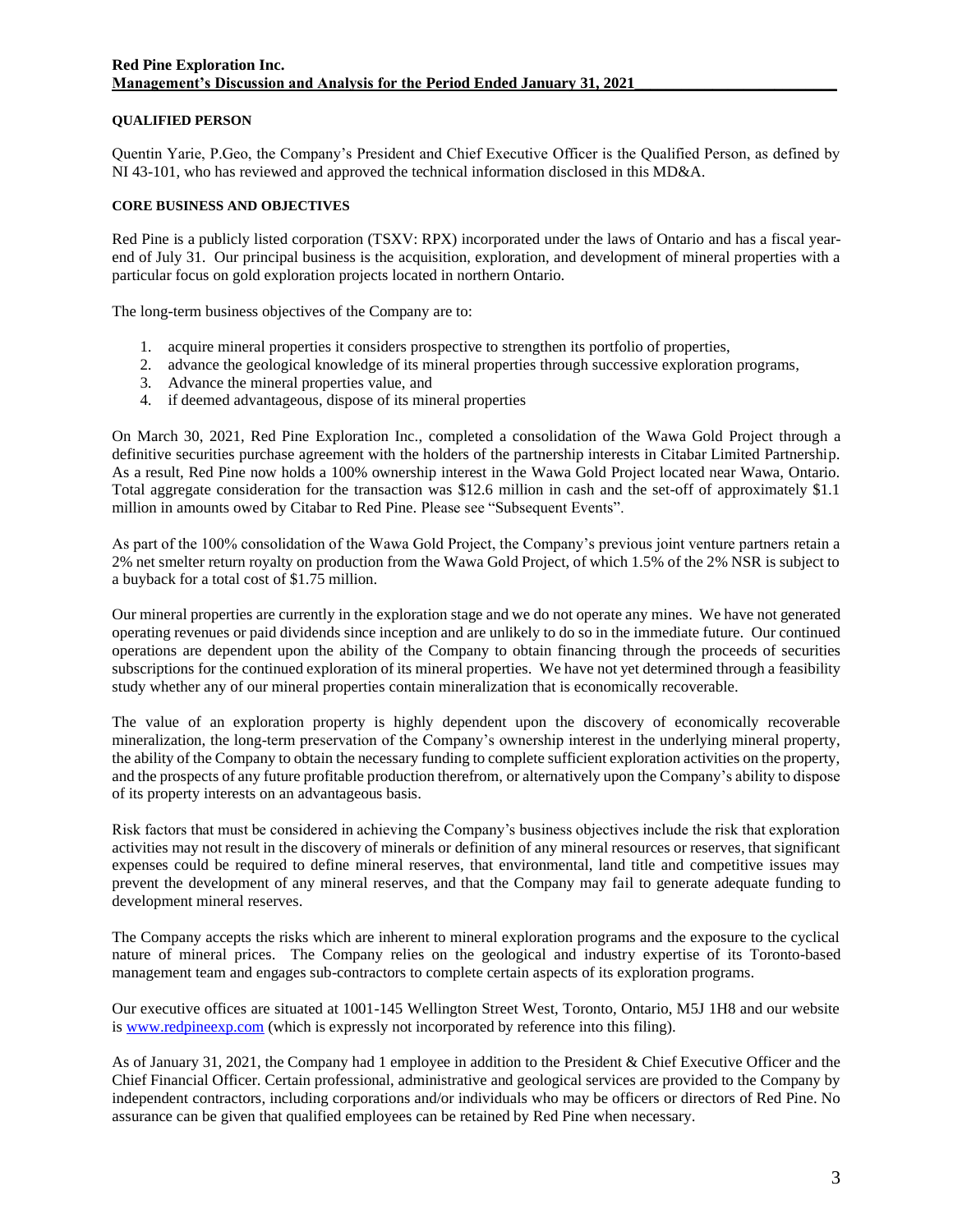## QUALIFIED PERSON

Quentin Yarie, P.Geo, the Company's President and Chief Executive Officer is the Qualified Person, as defined by NI 43-101, who has reviewed and approved the technical information disclosed in this MD&A.

## CORE BUSINESS AND OBJECTIVES

Red Pine is a publicly listed corporation (TSXV: RPX) incorporated under the laws of Ontario and has a fiscal year-end of July 31. Our principal business is the acquisition, exploration, and development of mineral properties with a particular focus on gold exploration projects located in northern Ontario.

The long-term business objectives of the Company are to:

1. acquire mineral properties it considers prospective to strengthen its portfolio of properties,
2. advance the geological knowledge of its mineral properties through successive exploration programs,
3. Advance the mineral properties value, and
4. if deemed advantageous, dispose of its mineral properties

On March 30, 2021, Red Pine Exploration Inc., completed a consolidation of the Wawa Gold Project through a definitive securities purchase agreement with the holders of the partnership interests in Citabar Limited Partnership. As a result, Red Pine now holds a 100% ownership interest in the Wawa Gold Project located near Wawa, Ontario. Total aggregate consideration for the transaction was $12.6 million in cash and the set-off of approximately $1.1 million in amounts owed by Citabar to Red Pine. Please see "Subsequent Events".

As part of the 100% consolidation of the Wawa Gold Project, the Company's previous joint venture partners retain a 2% net smelter return royalty on production from the Wawa Gold Project, of which 1.5% of the 2% NSR is subject to a buyback for a total cost of $1.75 million.

Our mineral properties are currently in the exploration stage and we do not operate any mines. We have not generated operating revenues or paid dividends since inception and are unlikely to do so in the immediate future. Our continued operations are dependent upon the ability of the Company to obtain financing through the proceeds of securities subscriptions for the continued exploration of its mineral properties. We have not yet determined through a feasibility study whether any of our mineral properties contain mineralization that is economically recoverable.

The value of an exploration property is highly dependent upon the discovery of economically recoverable mineralization, the long-term preservation of the Company's ownership interest in the underlying mineral property, the ability of the Company to obtain the necessary funding to complete sufficient exploration activities on the property, and the prospects of any future profitable production therefrom, or alternatively upon the Company's ability to dispose of its property interests on an advantageous basis.

Risk factors that must be considered in achieving the Company's business objectives include the risk that exploration activities may not result in the discovery of minerals or definition of any mineral resources or reserves, that significant expenses could be required to define mineral reserves, that environmental, land title and competitive issues may prevent the development of any mineral reserves, and that the Company may fail to generate adequate funding to development mineral reserves.

The Company accepts the risks which are inherent to mineral exploration programs and the exposure to the cyclical nature of mineral prices. The Company relies on the geological and industry expertise of its Toronto-based management team and engages sub-contractors to complete certain aspects of its exploration programs.

Our executive offices are situated at 1001-145 Wellington Street West, Toronto, Ontario, M5J 1H8 and our website is www.redpineexp.com (which is expressly not incorporated by reference into this filing).

As of January 31, 2021, the Company had 1 employee in addition to the President & Chief Executive Officer and the Chief Financial Officer. Certain professional, administrative and geological services are provided to the Company by independent contractors, including corporations and/or individuals who may be officers or directors of Red Pine. No assurance can be given that qualified employees can be retained by Red Pine when necessary.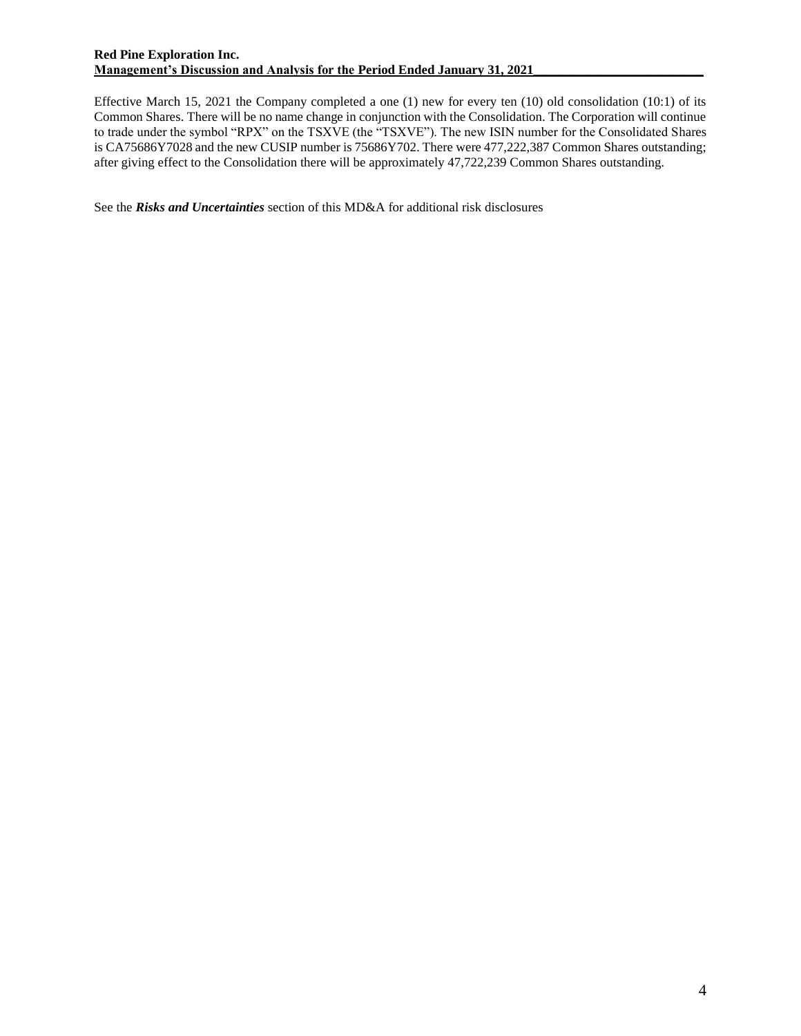Effective March 15, 2021 the Company completed a one (1) new for every ten (10) old consolidation (10:1) of its Common Shares. There will be no name change in conjunction with the Consolidation. The Corporation will continue to trade under the symbol "RPX" on the TSXVE (the "TSXVE"). The new ISIN number for the Consolidated Shares is CA75686Y7028 and the new CUSIP number is 75686Y702. There were 477,222,387 Common Shares outstanding; after giving effect to the Consolidation there will be approximately 47,722,239 Common Shares outstanding.

See the ***Risks and Uncertainties*** section of this MD&A for additional risk disclosures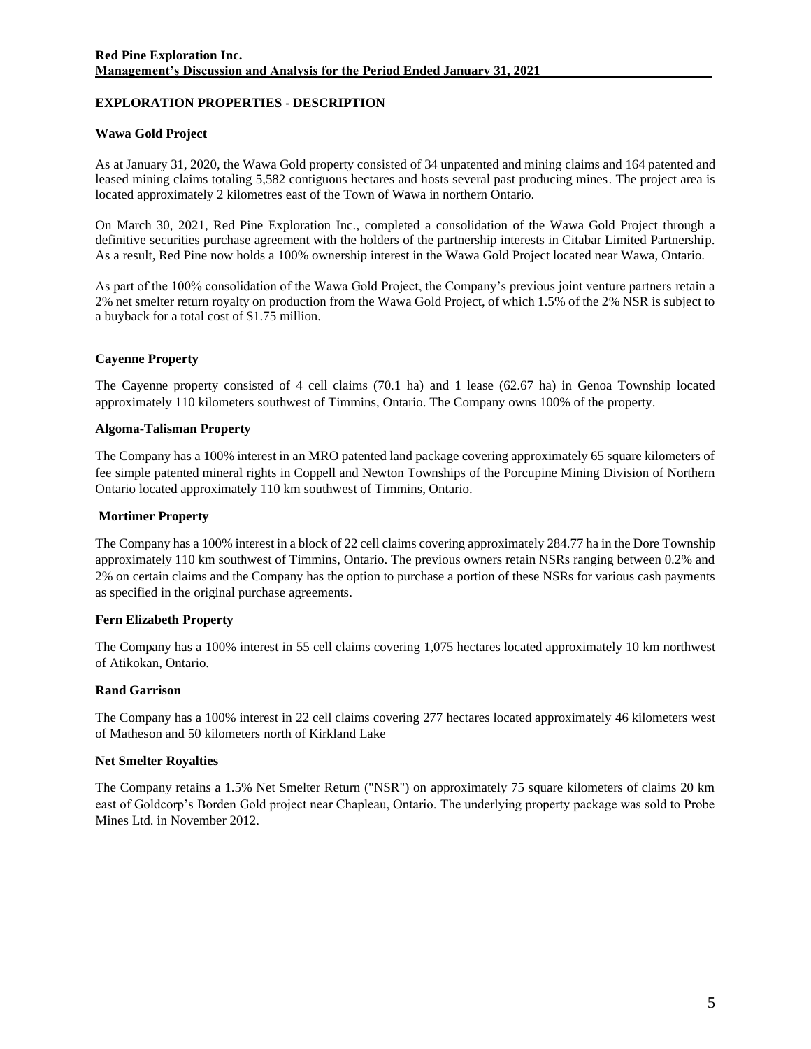## EXPLORATION PROPERTIES - DESCRIPTION

### Wawa Gold Project

As at January 31, 2020, the Wawa Gold property consisted of 34 unpatented and mining claims and 164 patented and leased mining claims totaling 5,582 contiguous hectares and hosts several past producing mines. The project area is located approximately 2 kilometres east of the Town of Wawa in northern Ontario.

On March 30, 2021, Red Pine Exploration Inc., completed a consolidation of the Wawa Gold Project through a definitive securities purchase agreement with the holders of the partnership interests in Citabar Limited Partnership. As a result, Red Pine now holds a 100% ownership interest in the Wawa Gold Project located near Wawa, Ontario.

As part of the 100% consolidation of the Wawa Gold Project, the Company's previous joint venture partners retain a 2% net smelter return royalty on production from the Wawa Gold Project, of which 1.5% of the 2% NSR is subject to a buyback for a total cost of $1.75 million.

### Cayenne Property

The Cayenne property consisted of 4 cell claims (70.1 ha) and 1 lease (62.67 ha) in Genoa Township located approximately 110 kilometers southwest of Timmins, Ontario. The Company owns 100% of the property.

### Algoma-Talisman Property

The Company has a 100% interest in an MRO patented land package covering approximately 65 square kilometers of fee simple patented mineral rights in Coppell and Newton Townships of the Porcupine Mining Division of Northern Ontario located approximately 110 km southwest of Timmins, Ontario.

### Mortimer Property

The Company has a 100% interest in a block of 22 cell claims covering approximately 284.77 ha in the Dore Township approximately 110 km southwest of Timmins, Ontario. The previous owners retain NSRs ranging between 0.2% and 2% on certain claims and the Company has the option to purchase a portion of these NSRs for various cash payments as specified in the original purchase agreements.

### Fern Elizabeth Property

The Company has a 100% interest in 55 cell claims covering 1,075 hectares located approximately 10 km northwest of Atikokan, Ontario.

### Rand Garrison

The Company has a 100% interest in 22 cell claims covering 277 hectares located approximately 46 kilometers west of Matheson and 50 kilometers north of Kirkland Lake

### Net Smelter Royalties

The Company retains a 1.5% Net Smelter Return ("NSR") on approximately 75 square kilometers of claims 20 km east of Goldcorp's Borden Gold project near Chapleau, Ontario. The underlying property package was sold to Probe Mines Ltd. in November 2012.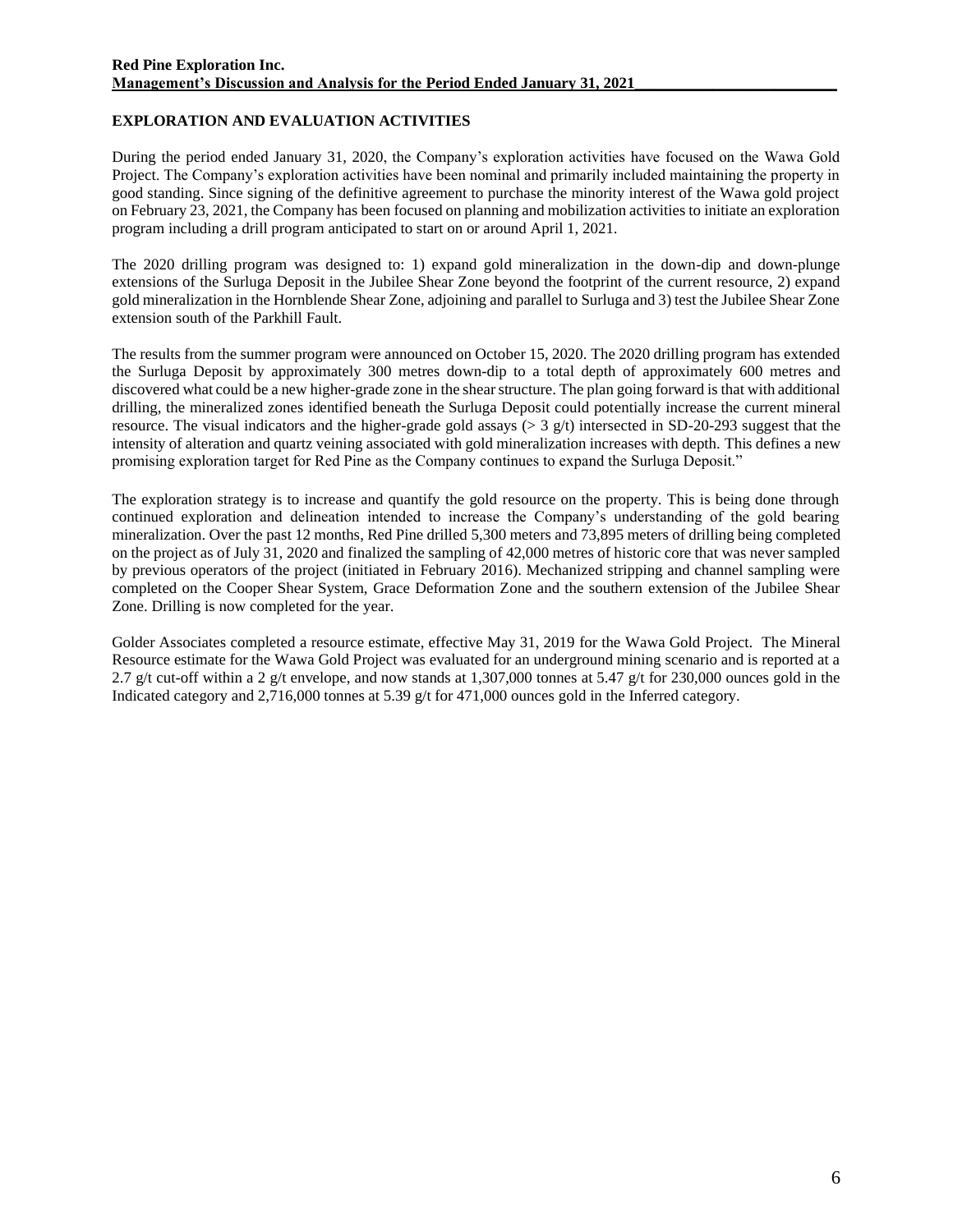## EXPLORATION AND EVALUATION ACTIVITIES

During the period ended January 31, 2020, the Company's exploration activities have focused on the Wawa Gold Project. The Company's exploration activities have been nominal and primarily included maintaining the property in good standing. Since signing of the definitive agreement to purchase the minority interest of the Wawa gold project on February 23, 2021, the Company has been focused on planning and mobilization activities to initiate an exploration program including a drill program anticipated to start on or around April 1, 2021.

The 2020 drilling program was designed to: 1) expand gold mineralization in the down-dip and down-plunge extensions of the Surluga Deposit in the Jubilee Shear Zone beyond the footprint of the current resource, 2) expand gold mineralization in the Hornblende Shear Zone, adjoining and parallel to Surluga and 3) test the Jubilee Shear Zone extension south of the Parkhill Fault.

The results from the summer program were announced on October 15, 2020. The 2020 drilling program has extended the Surluga Deposit by approximately 300 metres down-dip to a total depth of approximately 600 metres and discovered what could be a new higher-grade zone in the shear structure. The plan going forward is that with additional drilling, the mineralized zones identified beneath the Surluga Deposit could potentially increase the current mineral resource. The visual indicators and the higher-grade gold assays (> 3 g/t) intersected in SD-20-293 suggest that the intensity of alteration and quartz veining associated with gold mineralization increases with depth. This defines a new promising exploration target for Red Pine as the Company continues to expand the Surluga Deposit."

The exploration strategy is to increase and quantify the gold resource on the property. This is being done through continued exploration and delineation intended to increase the Company's understanding of the gold bearing mineralization. Over the past 12 months, Red Pine drilled 5,300 meters and 73,895 meters of drilling being completed on the project as of July 31, 2020 and finalized the sampling of 42,000 metres of historic core that was never sampled by previous operators of the project (initiated in February 2016). Mechanized stripping and channel sampling were completed on the Cooper Shear System, Grace Deformation Zone and the southern extension of the Jubilee Shear Zone. Drilling is now completed for the year.

Golder Associates completed a resource estimate, effective May 31, 2019 for the Wawa Gold Project. The Mineral Resource estimate for the Wawa Gold Project was evaluated for an underground mining scenario and is reported at a 2.7 g/t cut-off within a 2 g/t envelope, and now stands at 1,307,000 tonnes at 5.47 g/t for 230,000 ounces gold in the Indicated category and 2,716,000 tonnes at 5.39 g/t for 471,000 ounces gold in the Inferred category.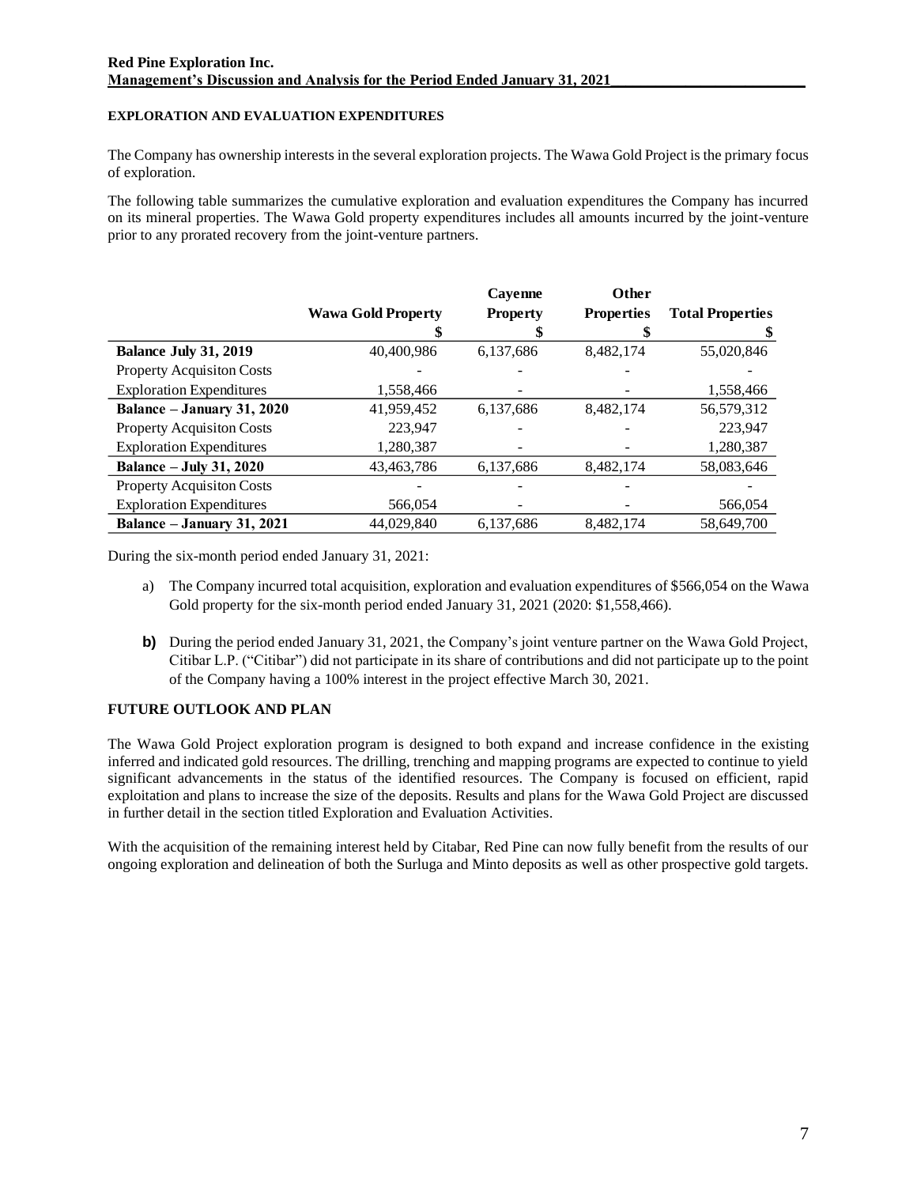### EXPLORATION AND EVALUATION EXPENDITURES

The Company has ownership interests in the several exploration projects. The Wawa Gold Project is the primary focus of exploration.

The following table summarizes the cumulative exploration and evaluation expenditures the Company has incurred on its mineral properties. The Wawa Gold property expenditures includes all amounts incurred by the joint-venture prior to any prorated recovery from the joint-venture partners.

| | Wawa Gold Property | Cayenne Property | Other Properties | Total Properties |
|---|---|---|---|---|
| | $ | $ | $ | $ |
| **Balance July 31, 2019** | 40,400,986 | 6,137,686 | 8,482,174 | 55,020,846 |
| Property Acquisiton Costs | - | - | - | - |
| Exploration Expenditures | 1,558,466 | - | - | 1,558,466 |
| **Balance – January 31, 2020** | 41,959,452 | 6,137,686 | 8,482,174 | 56,579,312 |
| Property Acquisiton Costs | 223,947 | - | - | 223,947 |
| Exploration Expenditures | 1,280,387 | - | - | 1,280,387 |
| **Balance – July 31, 2020** | 43,463,786 | 6,137,686 | 8,482,174 | 58,083,646 |
| Property Acquisiton Costs | - | - | - | - |
| Exploration Expenditures | 566,054 | - | - | 566,054 |
| **Balance – January 31, 2021** | 44,029,840 | 6,137,686 | 8,482,174 | 58,649,700 |

During the six-month period ended January 31, 2021:

a) The Company incurred total acquisition, exploration and evaluation expenditures of $566,054 on the Wawa Gold property for the six-month period ended January 31, 2021 (2020: $1,558,466).

**b)** During the period ended January 31, 2021, the Company's joint venture partner on the Wawa Gold Project, Citibar L.P. ("Citibar") did not participate in its share of contributions and did not participate up to the point of the Company having a 100% interest in the project effective March 30, 2021.

### FUTURE OUTLOOK AND PLAN

The Wawa Gold Project exploration program is designed to both expand and increase confidence in the existing inferred and indicated gold resources. The drilling, trenching and mapping programs are expected to continue to yield significant advancements in the status of the identified resources. The Company is focused on efficient, rapid exploitation and plans to increase the size of the deposits. Results and plans for the Wawa Gold Project are discussed in further detail in the section titled Exploration and Evaluation Activities.

With the acquisition of the remaining interest held by Citabar, Red Pine can now fully benefit from the results of our ongoing exploration and delineation of both the Surluga and Minto deposits as well as other prospective gold targets.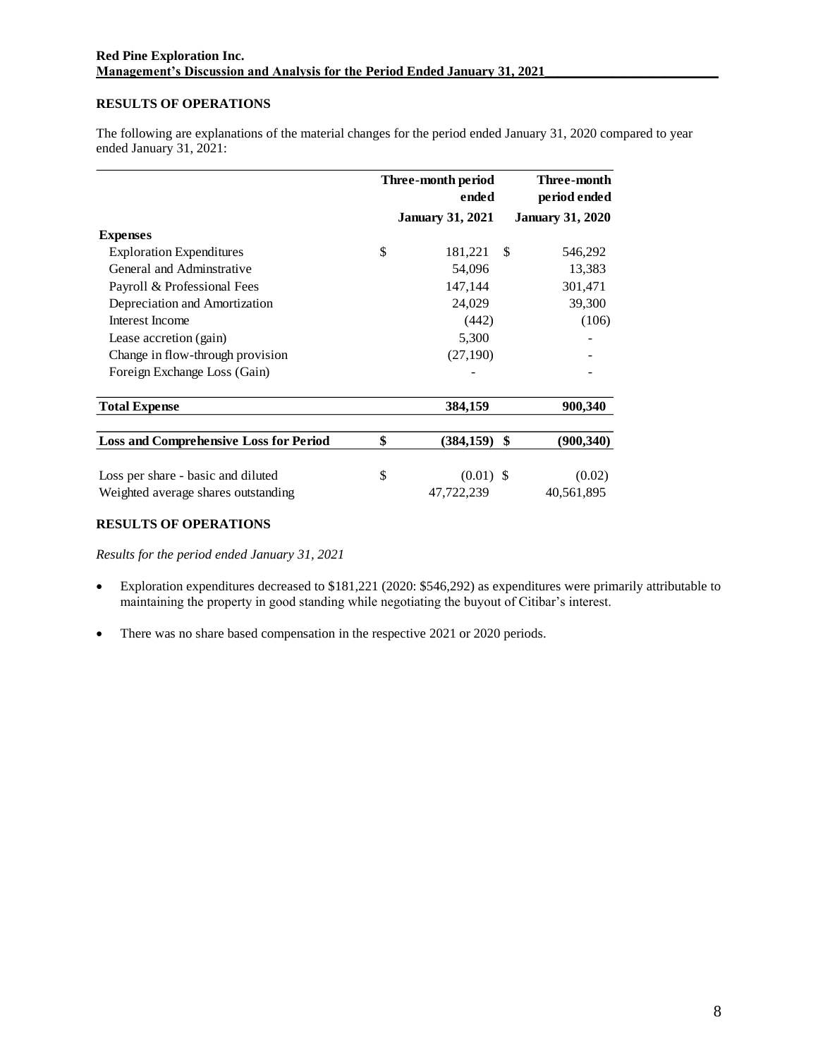## RESULTS OF OPERATIONS

The following are explanations of the material changes for the period ended January 31, 2020 compared to year ended January 31, 2021:

| | Three-month period ended January 31, 2021 | Three-month period ended January 31, 2020 |
|---|---|---|
| **Expenses** | | |
| Exploration Expenditures | $ 181,221 | $ 546,292 |
| General and Adminstrative | 54,096 | 13,383 |
| Payroll & Professional Fees | 147,144 | 301,471 |
| Depreciation and Amortization | 24,029 | 39,300 |
| Interest Income | (442) | (106) |
| Lease accretion (gain) | 5,300 | - |
| Change in flow-through provision | (27,190) | - |
| Foreign Exchange Loss (Gain) | - | - |
| **Total Expense** | **384,159** | **900,340** |
| **Loss and Comprehensive Loss for Period** | **$ (384,159)** | **$ (900,340)** |
| Loss per share - basic and diluted | $ (0.01) | $ (0.02) |
| Weighted average shares outstanding | 47,722,239 | 40,561,895 |

## RESULTS OF OPERATIONS

*Results for the period ended January 31, 2021*

- Exploration expenditures decreased to $181,221 (2020: $546,292) as expenditures were primarily attributable to maintaining the property in good standing while negotiating the buyout of Citibar's interest.
- There was no share based compensation in the respective 2021 or 2020 periods.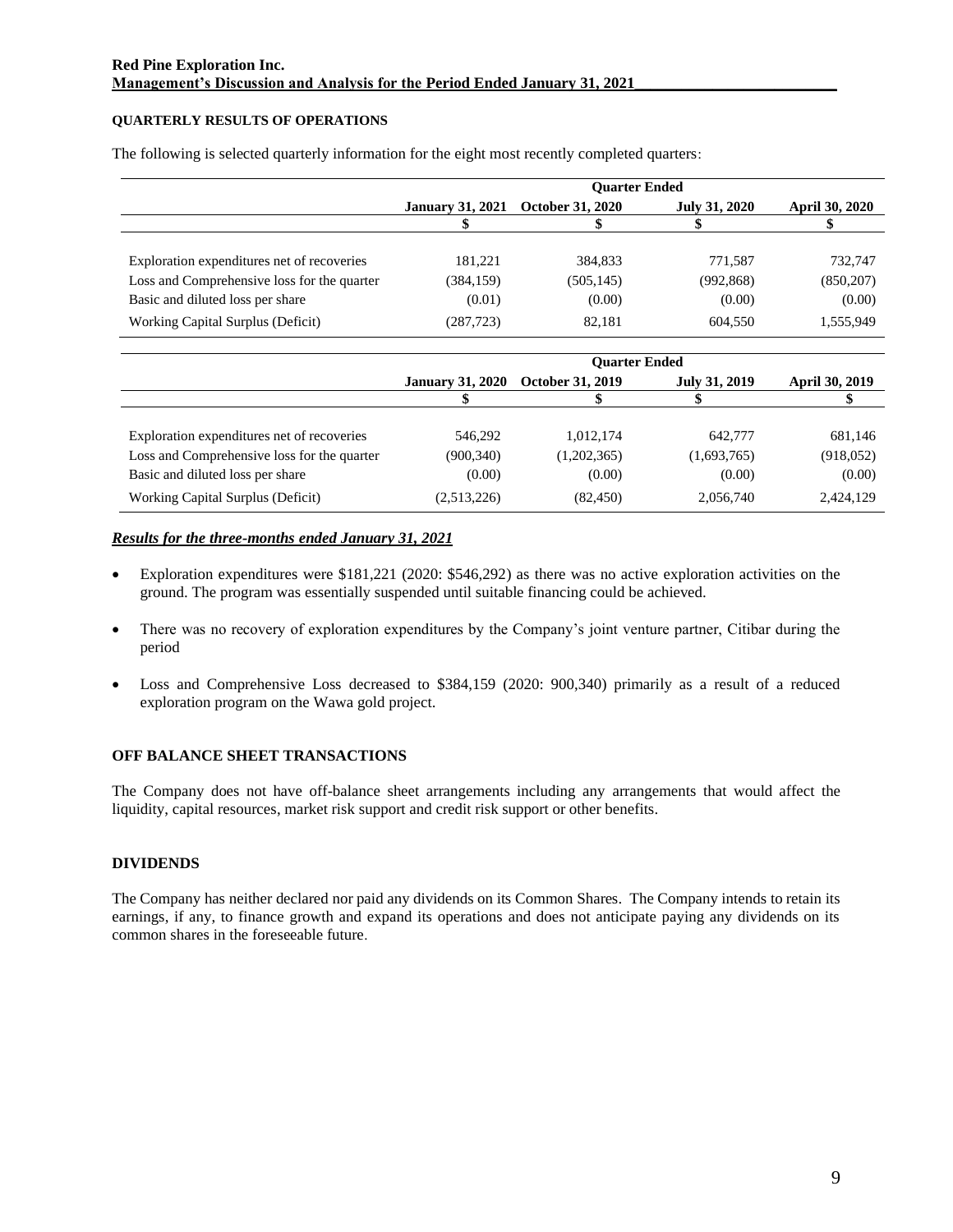## QUARTERLY RESULTS OF OPERATIONS

The following is selected quarterly information for the eight most recently completed quarters:

| | Quarter Ended | | | |
|---|---|---|---|---|
| | **January 31, 2021** | **October 31, 2020** | **July 31, 2020** | **April 30, 2020** |
| | **$** | **$** | **$** | **$** |
| Exploration expenditures net of recoveries | 181,221 | 384,833 | 771,587 | 732,747 |
| Loss and Comprehensive loss for the quarter | (384,159) | (505,145) | (992,868) | (850,207) |
| Basic and diluted loss per share | (0.01) | (0.00) | (0.00) | (0.00) |
| Working Capital Surplus (Deficit) | (287,723) | 82,181 | 604,550 | 1,555,949 |

| | Quarter Ended | | | |
|---|---|---|---|---|
| | **January 31, 2020** | **October 31, 2019** | **July 31, 2019** | **April 30, 2019** |
| | **$** | **$** | **$** | **$** |
| Exploration expenditures net of recoveries | 546,292 | 1,012,174 | 642,777 | 681,146 |
| Loss and Comprehensive loss for the quarter | (900,340) | (1,202,365) | (1,693,765) | (918,052) |
| Basic and diluted loss per share | (0.00) | (0.00) | (0.00) | (0.00) |
| Working Capital Surplus (Deficit) | (2,513,226) | (82,450) | 2,056,740 | 2,424,129 |

***Results for the three-months ended January 31, 2021***

- Exploration expenditures were $181,221 (2020: $546,292) as there was no active exploration activities on the ground. The program was essentially suspended until suitable financing could be achieved.
- There was no recovery of exploration expenditures by the Company's joint venture partner, Citibar during the period
- Loss and Comprehensive Loss decreased to $384,159 (2020: 900,340) primarily as a result of a reduced exploration program on the Wawa gold project.

## OFF BALANCE SHEET TRANSACTIONS

The Company does not have off-balance sheet arrangements including any arrangements that would affect the liquidity, capital resources, market risk support and credit risk support or other benefits.

## DIVIDENDS

The Company has neither declared nor paid any dividends on its Common Shares. The Company intends to retain its earnings, if any, to finance growth and expand its operations and does not anticipate paying any dividends on its common shares in the foreseeable future.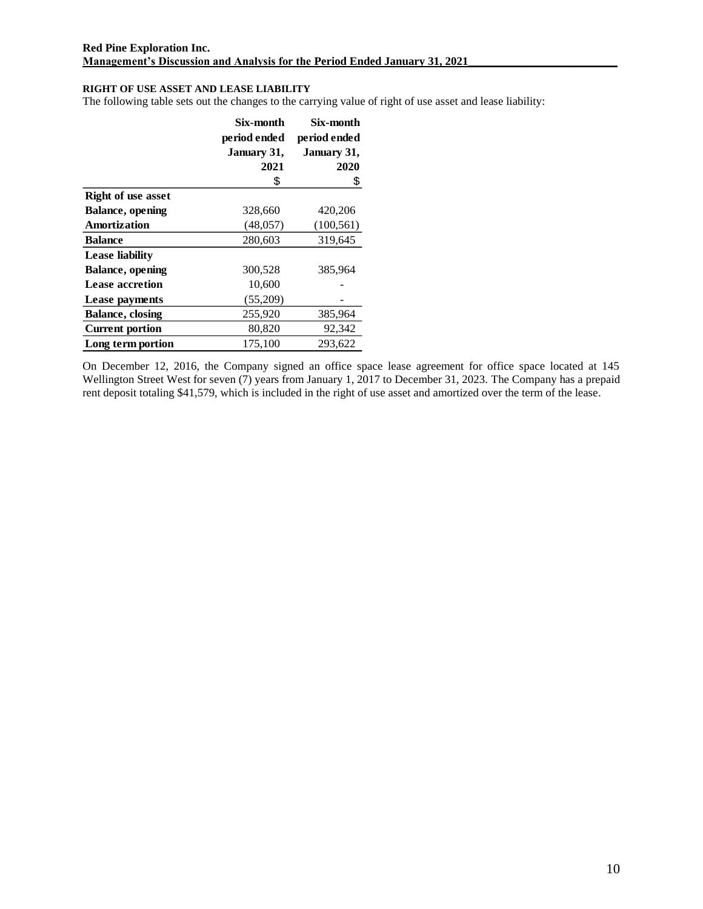## RIGHT OF USE ASSET AND LEASE LIABILITY

The following table sets out the changes to the carrying value of right of use asset and lease liability:

| | Six-month period ended January 31, 2021 | Six-month period ended January 31, 2020 |
|---|---|---|
| | $ | $ |
| **Right of use asset** | | |
| **Balance, opening** | 328,660 | 420,206 |
| **Amortization** | (48,057) | (100,561) |
| **Balance** | 280,603 | 319,645 |
| **Lease liability** | | |
| **Balance, opening** | 300,528 | 385,964 |
| **Lease accretion** | 10,600 | - |
| **Lease payments** | (55,209) | - |
| **Balance, closing** | 255,920 | 385,964 |
| **Current portion** | 80,820 | 92,342 |
| **Long term portion** | 175,100 | 293,622 |

On December 12, 2016, the Company signed an office space lease agreement for office space located at 145 Wellington Street West for seven (7) years from January 1, 2017 to December 31, 2023. The Company has a prepaid rent deposit totaling $41,579, which is included in the right of use asset and amortized over the term of the lease.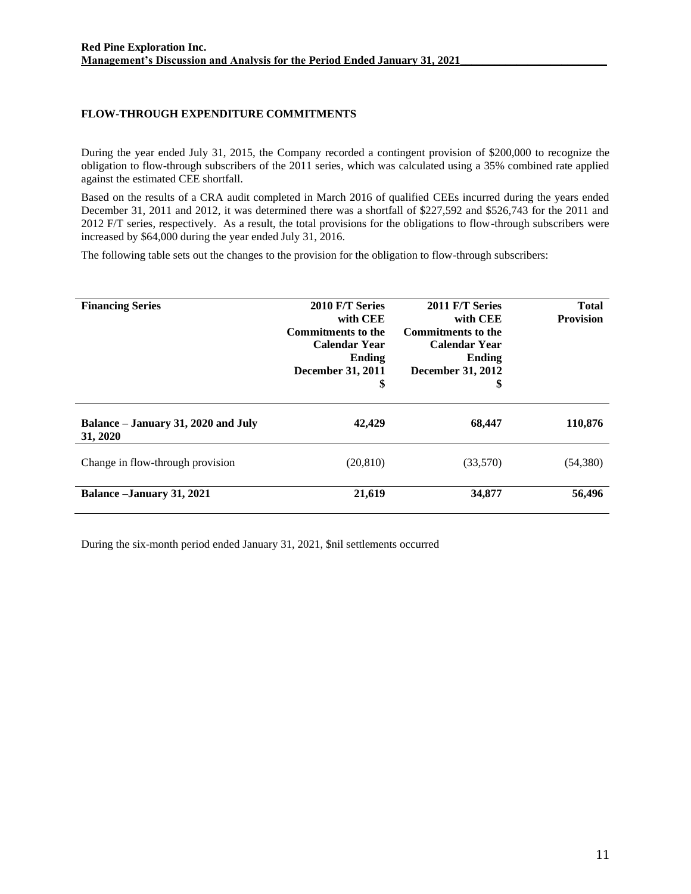## FLOW-THROUGH EXPENDITURE COMMITMENTS

During the year ended July 31, 2015, the Company recorded a contingent provision of $200,000 to recognize the obligation to flow-through subscribers of the 2011 series, which was calculated using a 35% combined rate applied against the estimated CEE shortfall.

Based on the results of a CRA audit completed in March 2016 of qualified CEEs incurred during the years ended December 31, 2011 and 2012, it was determined there was a shortfall of $227,592 and $526,743 for the 2011 and 2012 F/T series, respectively. As a result, the total provisions for the obligations to flow-through subscribers were increased by $64,000 during the year ended July 31, 2016.

The following table sets out the changes to the provision for the obligation to flow-through subscribers:

| Financing Series | 2010 F/T Series with CEE Commitments to the Calendar Year Ending December 31, 2011 $ | 2011 F/T Series with CEE Commitments to the Calendar Year Ending December 31, 2012 $ | Total Provision |
|---|---|---|---|
| **Balance – January 31, 2020 and July 31, 2020** | **42,429** | **68,447** | **110,876** |
| Change in flow-through provision | (20,810) | (33,570) | (54,380) |
| **Balance –January 31, 2021** | **21,619** | **34,877** | **56,496** |

During the six-month period ended January 31, 2021, $nil settlements occurred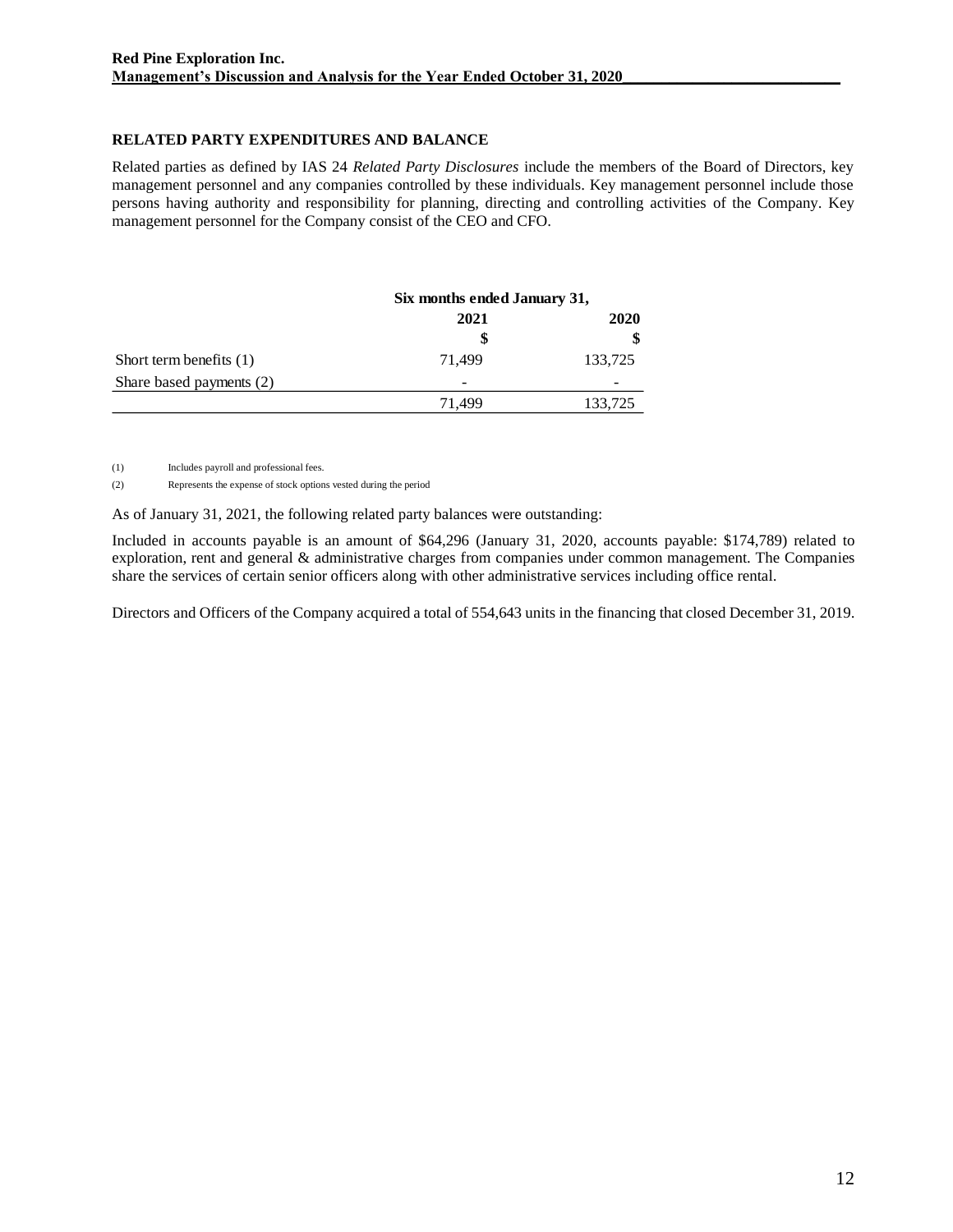## RELATED PARTY EXPENDITURES AND BALANCE

Related parties as defined by IAS 24 *Related Party Disclosures* include the members of the Board of Directors, key management personnel and any companies controlled by these individuals. Key management personnel include those persons having authority and responsibility for planning, directing and controlling activities of the Company. Key management personnel for the Company consist of the CEO and CFO.

| | Six months ended January 31, | |
|---|---|---|
| | 2021 | 2020 |
| | $ | $ |
| Short term benefits (1) | 71,499 | 133,725 |
| Share based payments (2) | - | - |
| | 71,499 | 133,725 |

(1) Includes payroll and professional fees.

(2) Represents the expense of stock options vested during the period

As of January 31, 2021, the following related party balances were outstanding:

Included in accounts payable is an amount of $64,296 (January 31, 2020, accounts payable: $174,789) related to exploration, rent and general & administrative charges from companies under common management. The Companies share the services of certain senior officers along with other administrative services including office rental.

Directors and Officers of the Company acquired a total of 554,643 units in the financing that closed December 31, 2019.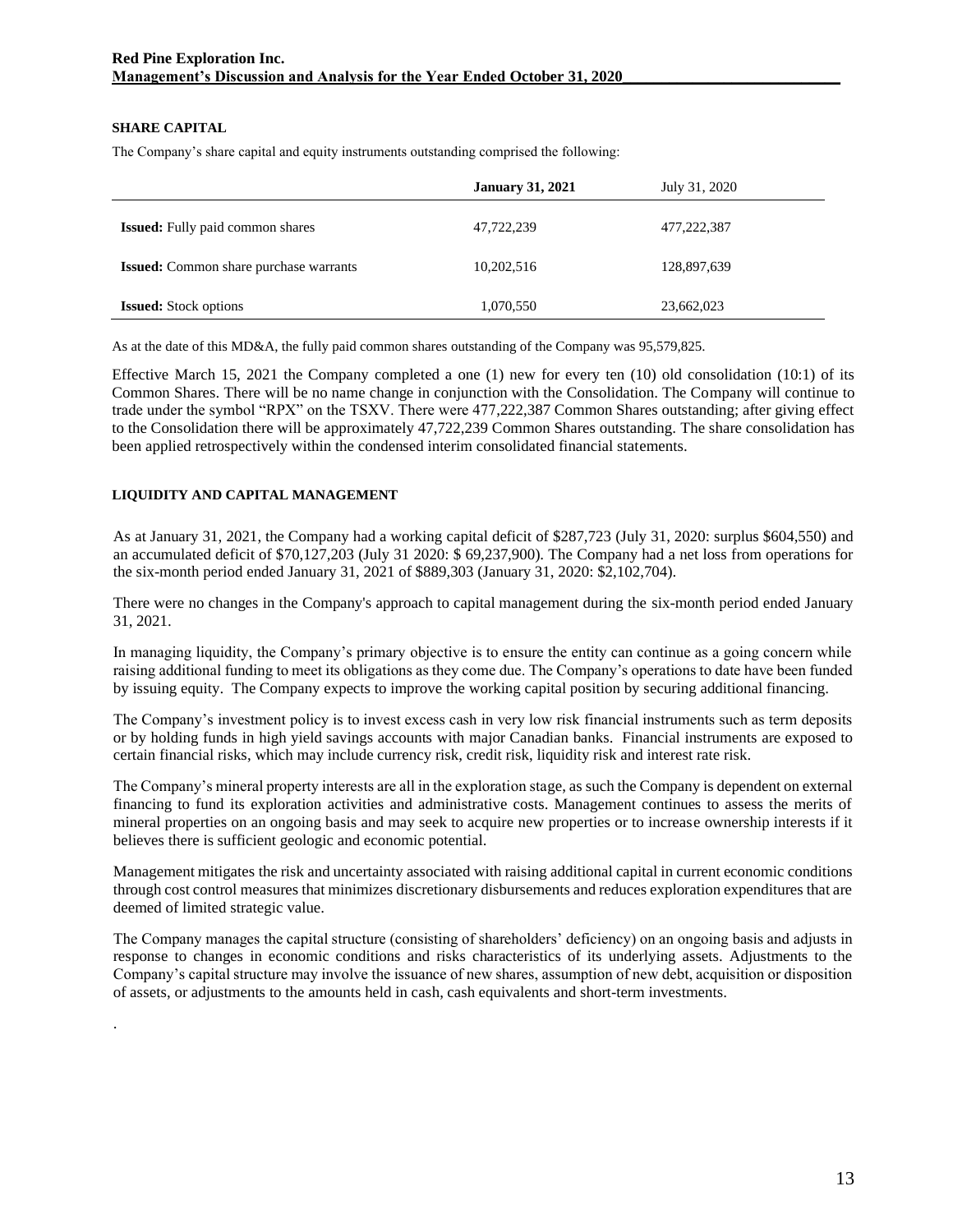## SHARE CAPITAL

The Company's share capital and equity instruments outstanding comprised the following:

| | **January 31, 2021** | July 31, 2020 |
|---|---|---|
| **Issued:** Fully paid common shares | 47,722,239 | 477,222,387 |
| **Issued:** Common share purchase warrants | 10,202,516 | 128,897,639 |
| **Issued:** Stock options | 1,070,550 | 23,662,023 |

As at the date of this MD&A, the fully paid common shares outstanding of the Company was 95,579,825.

Effective March 15, 2021 the Company completed a one (1) new for every ten (10) old consolidation (10:1) of its Common Shares. There will be no name change in conjunction with the Consolidation. The Company will continue to trade under the symbol "RPX" on the TSXV. There were 477,222,387 Common Shares outstanding; after giving effect to the Consolidation there will be approximately 47,722,239 Common Shares outstanding. The share consolidation has been applied retrospectively within the condensed interim consolidated financial statements.

## LIQUIDITY AND CAPITAL MANAGEMENT

As at January 31, 2021, the Company had a working capital deficit of $287,723 (July 31, 2020: surplus $604,550) and an accumulated deficit of $70,127,203 (July 31 2020: $ 69,237,900). The Company had a net loss from operations for the six-month period ended January 31, 2021 of $889,303 (January 31, 2020: $2,102,704).

There were no changes in the Company's approach to capital management during the six-month period ended January 31, 2021.

In managing liquidity, the Company's primary objective is to ensure the entity can continue as a going concern while raising additional funding to meet its obligations as they come due. The Company's operations to date have been funded by issuing equity. The Company expects to improve the working capital position by securing additional financing.

The Company's investment policy is to invest excess cash in very low risk financial instruments such as term deposits or by holding funds in high yield savings accounts with major Canadian banks. Financial instruments are exposed to certain financial risks, which may include currency risk, credit risk, liquidity risk and interest rate risk.

The Company's mineral property interests are all in the exploration stage, as such the Company is dependent on external financing to fund its exploration activities and administrative costs. Management continues to assess the merits of mineral properties on an ongoing basis and may seek to acquire new properties or to increase ownership interests if it believes there is sufficient geologic and economic potential.

Management mitigates the risk and uncertainty associated with raising additional capital in current economic conditions through cost control measures that minimizes discretionary disbursements and reduces exploration expenditures that are deemed of limited strategic value.

The Company manages the capital structure (consisting of shareholders' deficiency) on an ongoing basis and adjusts in response to changes in economic conditions and risks characteristics of its underlying assets. Adjustments to the Company's capital structure may involve the issuance of new shares, assumption of new debt, acquisition or disposition of assets, or adjustments to the amounts held in cash, cash equivalents and short-term investments.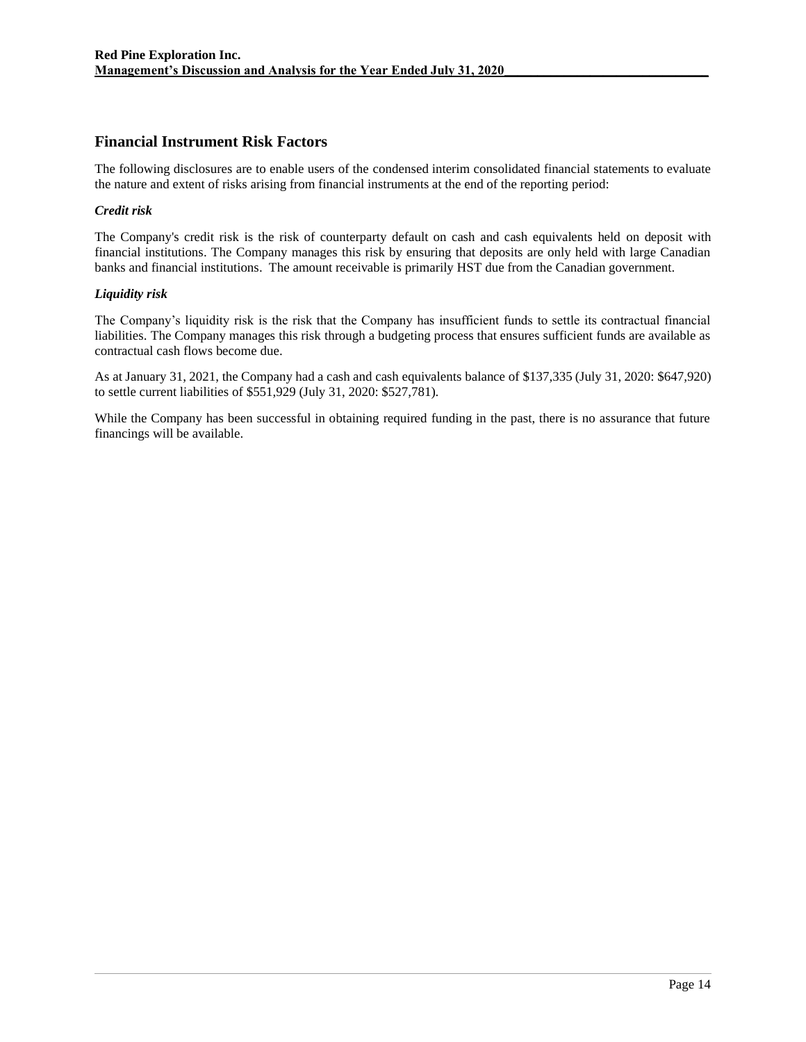## Financial Instrument Risk Factors

The following disclosures are to enable users of the condensed interim consolidated financial statements to evaluate the nature and extent of risks arising from financial instruments at the end of the reporting period:

***Credit risk***

The Company's credit risk is the risk of counterparty default on cash and cash equivalents held on deposit with financial institutions. The Company manages this risk by ensuring that deposits are only held with large Canadian banks and financial institutions. The amount receivable is primarily HST due from the Canadian government.

***Liquidity risk***

The Company's liquidity risk is the risk that the Company has insufficient funds to settle its contractual financial liabilities. The Company manages this risk through a budgeting process that ensures sufficient funds are available as contractual cash flows become due.

As at January 31, 2021, the Company had a cash and cash equivalents balance of $137,335 (July 31, 2020: $647,920) to settle current liabilities of $551,929 (July 31, 2020: $527,781).

While the Company has been successful in obtaining required funding in the past, there is no assurance that future financings will be available.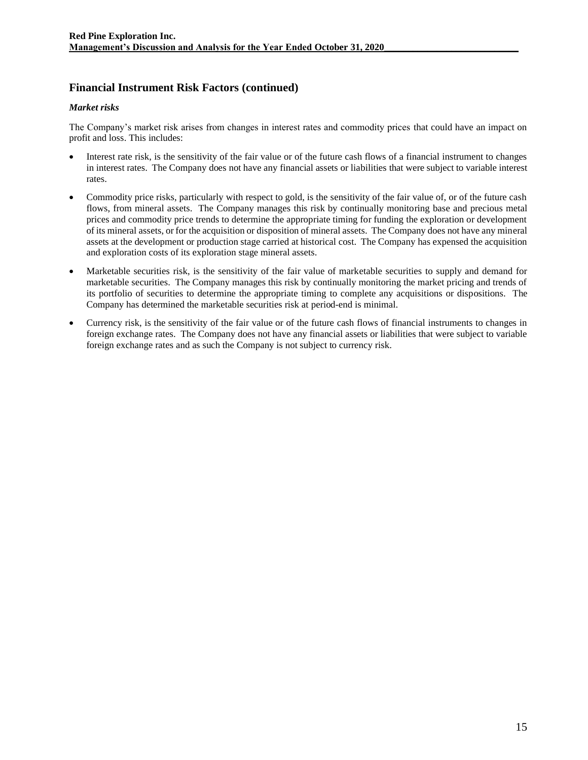## Financial Instrument Risk Factors (continued)

### *Market risks*

The Company's market risk arises from changes in interest rates and commodity prices that could have an impact on profit and loss. This includes:

- Interest rate risk, is the sensitivity of the fair value or of the future cash flows of a financial instrument to changes in interest rates. The Company does not have any financial assets or liabilities that were subject to variable interest rates.
- Commodity price risks, particularly with respect to gold, is the sensitivity of the fair value of, or of the future cash flows, from mineral assets. The Company manages this risk by continually monitoring base and precious metal prices and commodity price trends to determine the appropriate timing for funding the exploration or development of its mineral assets, or for the acquisition or disposition of mineral assets. The Company does not have any mineral assets at the development or production stage carried at historical cost. The Company has expensed the acquisition and exploration costs of its exploration stage mineral assets.
- Marketable securities risk, is the sensitivity of the fair value of marketable securities to supply and demand for marketable securities. The Company manages this risk by continually monitoring the market pricing and trends of its portfolio of securities to determine the appropriate timing to complete any acquisitions or dispositions. The Company has determined the marketable securities risk at period-end is minimal.
- Currency risk, is the sensitivity of the fair value or of the future cash flows of financial instruments to changes in foreign exchange rates. The Company does not have any financial assets or liabilities that were subject to variable foreign exchange rates and as such the Company is not subject to currency risk.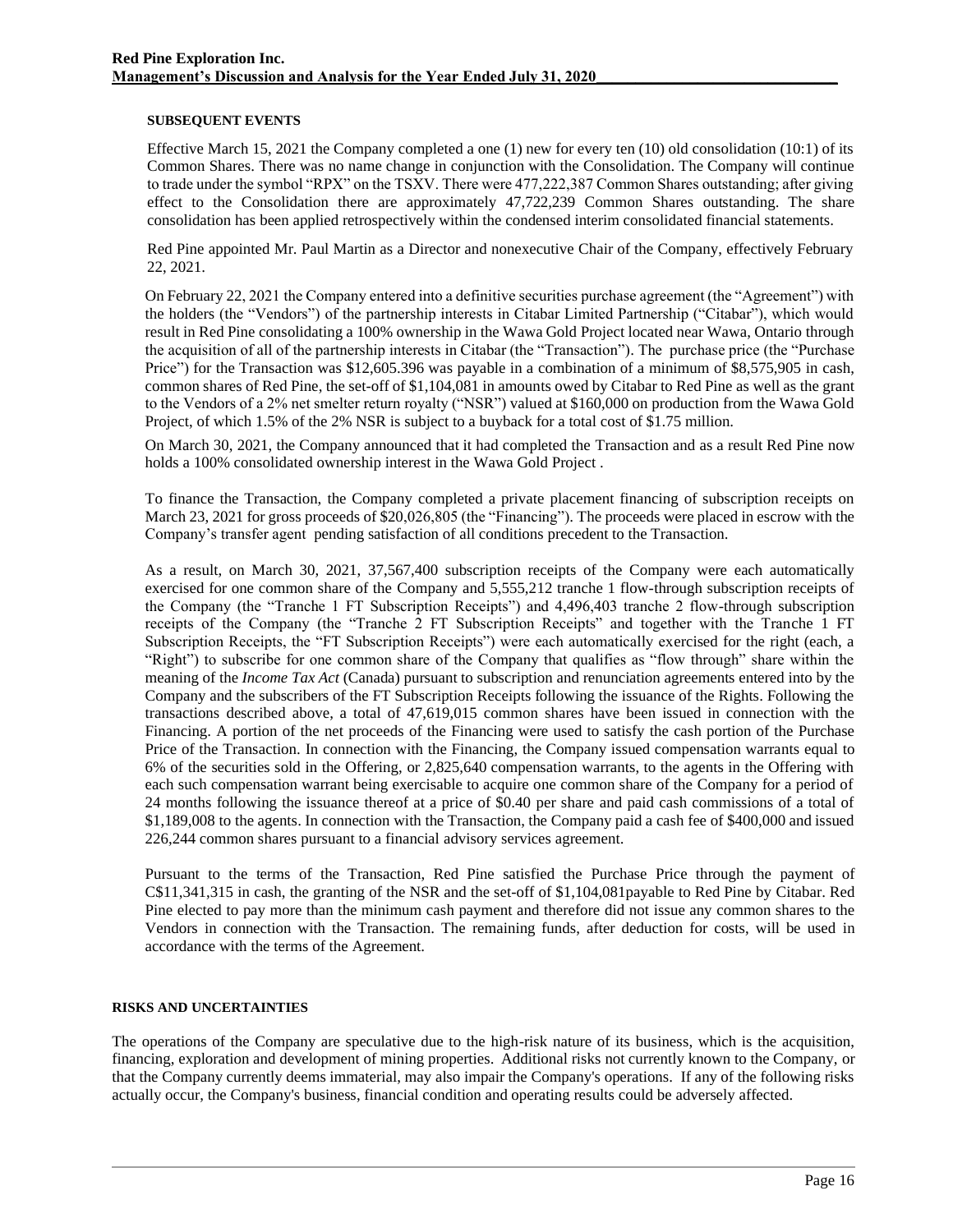### SUBSEQUENT EVENTS

Effective March 15, 2021 the Company completed a one (1) new for every ten (10) old consolidation (10:1) of its Common Shares. There was no name change in conjunction with the Consolidation. The Company will continue to trade under the symbol "RPX" on the TSXV. There were 477,222,387 Common Shares outstanding; after giving effect to the Consolidation there are approximately 47,722,239 Common Shares outstanding. The share consolidation has been applied retrospectively within the condensed interim consolidated financial statements.

Red Pine appointed Mr. Paul Martin as a Director and nonexecutive Chair of the Company, effectively February 22, 2021.

On February 22, 2021 the Company entered into a definitive securities purchase agreement (the "Agreement") with the holders (the "Vendors") of the partnership interests in Citabar Limited Partnership ("Citabar"), which would result in Red Pine consolidating a 100% ownership in the Wawa Gold Project located near Wawa, Ontario through the acquisition of all of the partnership interests in Citabar (the "Transaction"). The purchase price (the "Purchase Price") for the Transaction was $12,605.396 was payable in a combination of a minimum of $8,575,905 in cash, common shares of Red Pine, the set-off of $1,104,081 in amounts owed by Citabar to Red Pine as well as the grant to the Vendors of a 2% net smelter return royalty ("NSR") valued at $160,000 on production from the Wawa Gold Project, of which 1.5% of the 2% NSR is subject to a buyback for a total cost of $1.75 million.

On March 30, 2021, the Company announced that it had completed the Transaction and as a result Red Pine now holds a 100% consolidated ownership interest in the Wawa Gold Project .

To finance the Transaction, the Company completed a private placement financing of subscription receipts on March 23, 2021 for gross proceeds of $20,026,805 (the "Financing"). The proceeds were placed in escrow with the Company's transfer agent pending satisfaction of all conditions precedent to the Transaction.

As a result, on March 30, 2021, 37,567,400 subscription receipts of the Company were each automatically exercised for one common share of the Company and 5,555,212 tranche 1 flow-through subscription receipts of the Company (the "Tranche 1 FT Subscription Receipts") and 4,496,403 tranche 2 flow-through subscription receipts of the Company (the "Tranche 2 FT Subscription Receipts" and together with the Tranche 1 FT Subscription Receipts, the "FT Subscription Receipts") were each automatically exercised for the right (each, a "Right") to subscribe for one common share of the Company that qualifies as "flow through" share within the meaning of the *Income Tax Act* (Canada) pursuant to subscription and renunciation agreements entered into by the Company and the subscribers of the FT Subscription Receipts following the issuance of the Rights. Following the transactions described above, a total of 47,619,015 common shares have been issued in connection with the Financing. A portion of the net proceeds of the Financing were used to satisfy the cash portion of the Purchase Price of the Transaction. In connection with the Financing, the Company issued compensation warrants equal to 6% of the securities sold in the Offering, or 2,825,640 compensation warrants, to the agents in the Offering with each such compensation warrant being exercisable to acquire one common share of the Company for a period of 24 months following the issuance thereof at a price of $0.40 per share and paid cash commissions of a total of $1,189,008 to the agents. In connection with the Transaction, the Company paid a cash fee of $400,000 and issued 226,244 common shares pursuant to a financial advisory services agreement.

Pursuant to the terms of the Transaction, Red Pine satisfied the Purchase Price through the payment of C$11,341,315 in cash, the granting of the NSR and the set-off of $1,104,081payable to Red Pine by Citabar. Red Pine elected to pay more than the minimum cash payment and therefore did not issue any common shares to the Vendors in connection with the Transaction. The remaining funds, after deduction for costs, will be used in accordance with the terms of the Agreement.

### RISKS AND UNCERTAINTIES

The operations of the Company are speculative due to the high-risk nature of its business, which is the acquisition, financing, exploration and development of mining properties. Additional risks not currently known to the Company, or that the Company currently deems immaterial, may also impair the Company's operations. If any of the following risks actually occur, the Company's business, financial condition and operating results could be adversely affected.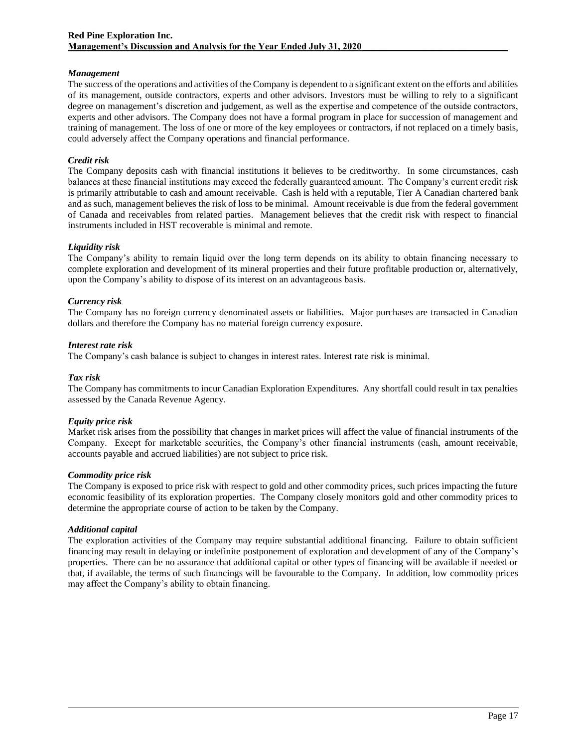### *Management*

The success of the operations and activities of the Company is dependent to a significant extent on the efforts and abilities of its management, outside contractors, experts and other advisors. Investors must be willing to rely to a significant degree on management's discretion and judgement, as well as the expertise and competence of the outside contractors, experts and other advisors. The Company does not have a formal program in place for succession of management and training of management. The loss of one or more of the key employees or contractors, if not replaced on a timely basis, could adversely affect the Company operations and financial performance.

### *Credit risk*

The Company deposits cash with financial institutions it believes to be creditworthy. In some circumstances, cash balances at these financial institutions may exceed the federally guaranteed amount. The Company's current credit risk is primarily attributable to cash and amount receivable. Cash is held with a reputable, Tier A Canadian chartered bank and as such, management believes the risk of loss to be minimal. Amount receivable is due from the federal government of Canada and receivables from related parties. Management believes that the credit risk with respect to financial instruments included in HST recoverable is minimal and remote.

### *Liquidity risk*

The Company's ability to remain liquid over the long term depends on its ability to obtain financing necessary to complete exploration and development of its mineral properties and their future profitable production or, alternatively, upon the Company's ability to dispose of its interest on an advantageous basis.

### *Currency risk*

The Company has no foreign currency denominated assets or liabilities. Major purchases are transacted in Canadian dollars and therefore the Company has no material foreign currency exposure.

### *Interest rate risk*

The Company's cash balance is subject to changes in interest rates. Interest rate risk is minimal.

### *Tax risk*

The Company has commitments to incur Canadian Exploration Expenditures. Any shortfall could result in tax penalties assessed by the Canada Revenue Agency.

### *Equity price risk*

Market risk arises from the possibility that changes in market prices will affect the value of financial instruments of the Company. Except for marketable securities, the Company's other financial instruments (cash, amount receivable, accounts payable and accrued liabilities) are not subject to price risk.

### *Commodity price risk*

The Company is exposed to price risk with respect to gold and other commodity prices, such prices impacting the future economic feasibility of its exploration properties. The Company closely monitors gold and other commodity prices to determine the appropriate course of action to be taken by the Company.

### *Additional capital*

The exploration activities of the Company may require substantial additional financing. Failure to obtain sufficient financing may result in delaying or indefinite postponement of exploration and development of any of the Company's properties. There can be no assurance that additional capital or other types of financing will be available if needed or that, if available, the terms of such financings will be favourable to the Company. In addition, low commodity prices may affect the Company's ability to obtain financing.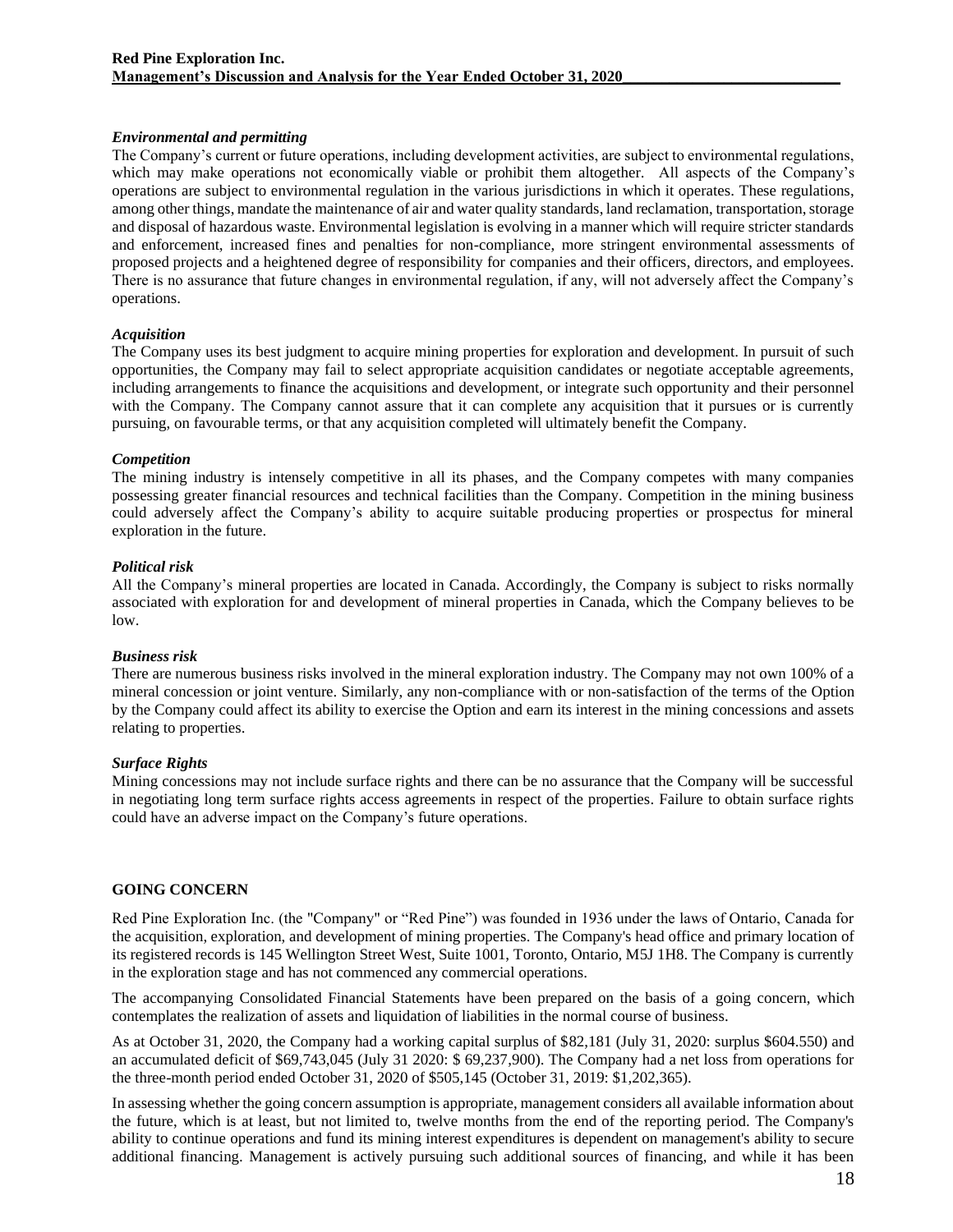### *Environmental and permitting*

The Company's current or future operations, including development activities, are subject to environmental regulations, which may make operations not economically viable or prohibit them altogether. All aspects of the Company's operations are subject to environmental regulation in the various jurisdictions in which it operates. These regulations, among other things, mandate the maintenance of air and water quality standards, land reclamation, transportation, storage and disposal of hazardous waste. Environmental legislation is evolving in a manner which will require stricter standards and enforcement, increased fines and penalties for non-compliance, more stringent environmental assessments of proposed projects and a heightened degree of responsibility for companies and their officers, directors, and employees. There is no assurance that future changes in environmental regulation, if any, will not adversely affect the Company's operations.

### *Acquisition*

The Company uses its best judgment to acquire mining properties for exploration and development. In pursuit of such opportunities, the Company may fail to select appropriate acquisition candidates or negotiate acceptable agreements, including arrangements to finance the acquisitions and development, or integrate such opportunity and their personnel with the Company. The Company cannot assure that it can complete any acquisition that it pursues or is currently pursuing, on favourable terms, or that any acquisition completed will ultimately benefit the Company.

### *Competition*

The mining industry is intensely competitive in all its phases, and the Company competes with many companies possessing greater financial resources and technical facilities than the Company. Competition in the mining business could adversely affect the Company's ability to acquire suitable producing properties or prospectus for mineral exploration in the future.

### *Political risk*

All the Company's mineral properties are located in Canada. Accordingly, the Company is subject to risks normally associated with exploration for and development of mineral properties in Canada, which the Company believes to be low.

### *Business risk*

There are numerous business risks involved in the mineral exploration industry. The Company may not own 100% of a mineral concession or joint venture. Similarly, any non-compliance with or non-satisfaction of the terms of the Option by the Company could affect its ability to exercise the Option and earn its interest in the mining concessions and assets relating to properties.

### *Surface Rights*

Mining concessions may not include surface rights and there can be no assurance that the Company will be successful in negotiating long term surface rights access agreements in respect of the properties. Failure to obtain surface rights could have an adverse impact on the Company's future operations.

## GOING CONCERN

Red Pine Exploration Inc. (the "Company" or "Red Pine") was founded in 1936 under the laws of Ontario, Canada for the acquisition, exploration, and development of mining properties. The Company's head office and primary location of its registered records is 145 Wellington Street West, Suite 1001, Toronto, Ontario, M5J 1H8. The Company is currently in the exploration stage and has not commenced any commercial operations.

The accompanying Consolidated Financial Statements have been prepared on the basis of a going concern, which contemplates the realization of assets and liquidation of liabilities in the normal course of business.

As at October 31, 2020, the Company had a working capital surplus of $82,181 (July 31, 2020: surplus $604.550) and an accumulated deficit of $69,743,045 (July 31 2020: $ 69,237,900). The Company had a net loss from operations for the three-month period ended October 31, 2020 of $505,145 (October 31, 2019: $1,202,365).

In assessing whether the going concern assumption is appropriate, management considers all available information about the future, which is at least, but not limited to, twelve months from the end of the reporting period. The Company's ability to continue operations and fund its mining interest expenditures is dependent on management's ability to secure additional financing. Management is actively pursuing such additional sources of financing, and while it has been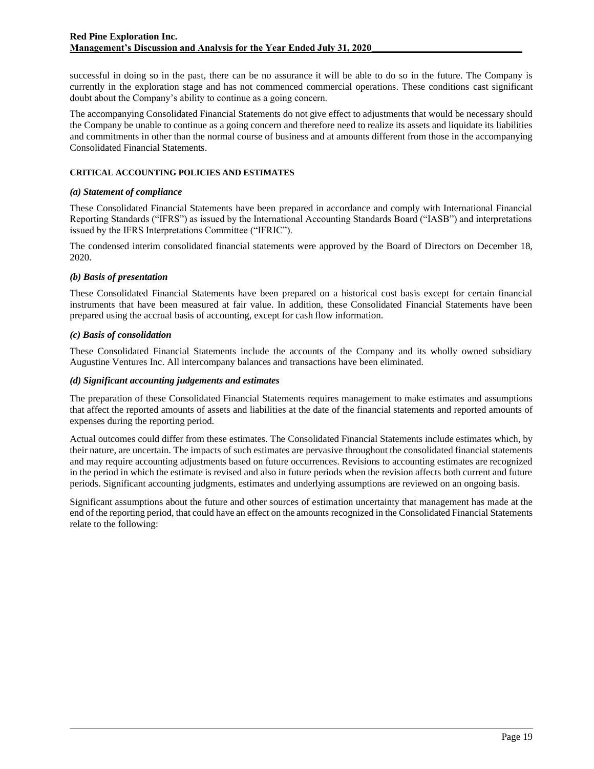successful in doing so in the past, there can be no assurance it will be able to do so in the future. The Company is currently in the exploration stage and has not commenced commercial operations. These conditions cast significant doubt about the Company's ability to continue as a going concern.

The accompanying Consolidated Financial Statements do not give effect to adjustments that would be necessary should the Company be unable to continue as a going concern and therefore need to realize its assets and liquidate its liabilities and commitments in other than the normal course of business and at amounts different from those in the accompanying Consolidated Financial Statements.

**CRITICAL ACCOUNTING POLICIES AND ESTIMATES**

***(a) Statement of compliance***

These Consolidated Financial Statements have been prepared in accordance and comply with International Financial Reporting Standards ("IFRS") as issued by the International Accounting Standards Board ("IASB") and interpretations issued by the IFRS Interpretations Committee ("IFRIC").

The condensed interim consolidated financial statements were approved by the Board of Directors on December 18, 2020.

***(b) Basis of presentation***

These Consolidated Financial Statements have been prepared on a historical cost basis except for certain financial instruments that have been measured at fair value. In addition, these Consolidated Financial Statements have been prepared using the accrual basis of accounting, except for cash flow information.

***(c) Basis of consolidation***

These Consolidated Financial Statements include the accounts of the Company and its wholly owned subsidiary Augustine Ventures Inc. All intercompany balances and transactions have been eliminated.

***(d) Significant accounting judgements and estimates***

The preparation of these Consolidated Financial Statements requires management to make estimates and assumptions that affect the reported amounts of assets and liabilities at the date of the financial statements and reported amounts of expenses during the reporting period.

Actual outcomes could differ from these estimates. The Consolidated Financial Statements include estimates which, by their nature, are uncertain. The impacts of such estimates are pervasive throughout the consolidated financial statements and may require accounting adjustments based on future occurrences. Revisions to accounting estimates are recognized in the period in which the estimate is revised and also in future periods when the revision affects both current and future periods. Significant accounting judgments, estimates and underlying assumptions are reviewed on an ongoing basis.

Significant assumptions about the future and other sources of estimation uncertainty that management has made at the end of the reporting period, that could have an effect on the amounts recognized in the Consolidated Financial Statements relate to the following: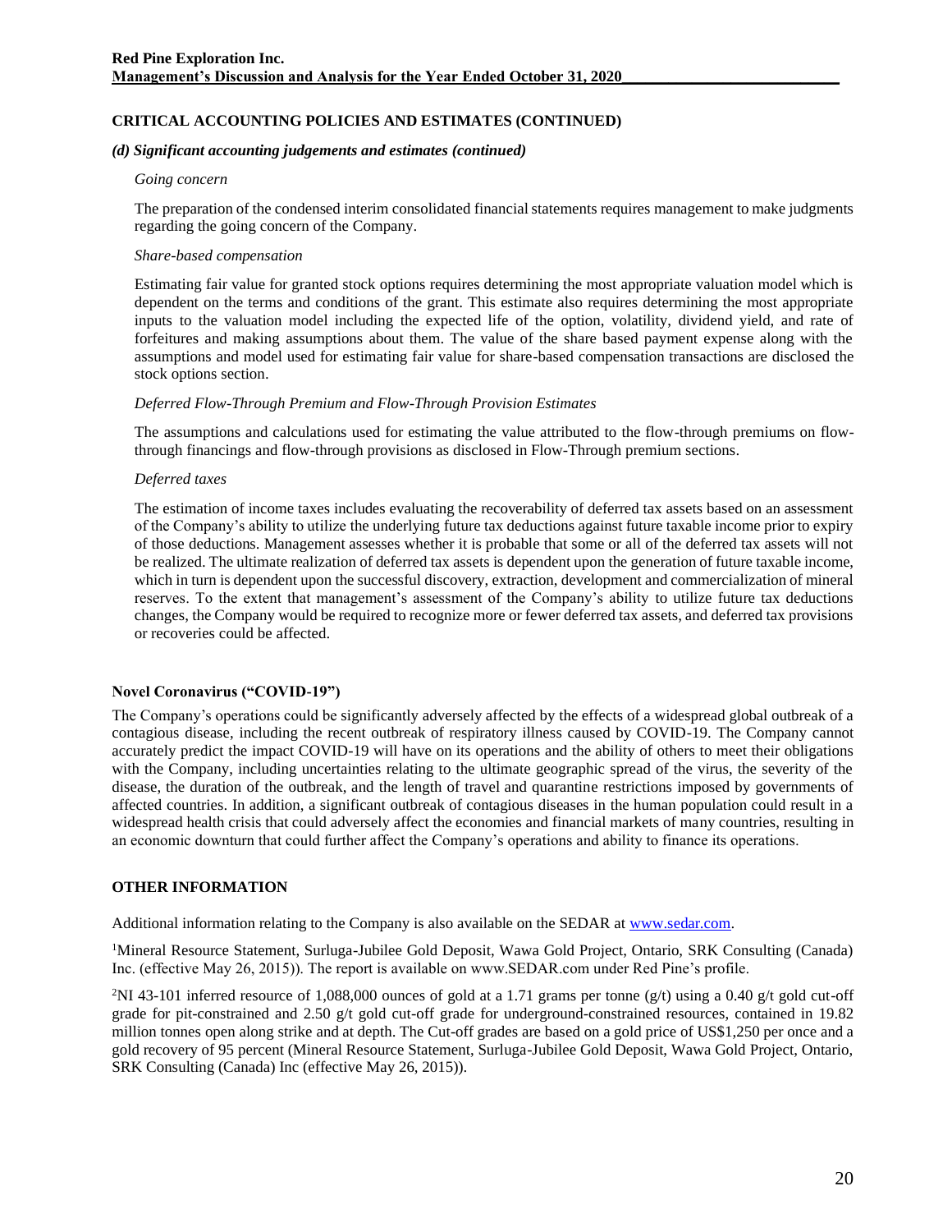## CRITICAL ACCOUNTING POLICIES AND ESTIMATES (CONTINUED)

### *(d) Significant accounting judgements and estimates (continued)*

*Going concern*

The preparation of the condensed interim consolidated financial statements requires management to make judgments regarding the going concern of the Company.

*Share-based compensation*

Estimating fair value for granted stock options requires determining the most appropriate valuation model which is dependent on the terms and conditions of the grant. This estimate also requires determining the most appropriate inputs to the valuation model including the expected life of the option, volatility, dividend yield, and rate of forfeitures and making assumptions about them. The value of the share based payment expense along with the assumptions and model used for estimating fair value for share-based compensation transactions are disclosed the stock options section.

*Deferred Flow-Through Premium and Flow-Through Provision Estimates*

The assumptions and calculations used for estimating the value attributed to the flow-through premiums on flow-through financings and flow-through provisions as disclosed in Flow-Through premium sections.

*Deferred taxes*

The estimation of income taxes includes evaluating the recoverability of deferred tax assets based on an assessment of the Company's ability to utilize the underlying future tax deductions against future taxable income prior to expiry of those deductions. Management assesses whether it is probable that some or all of the deferred tax assets will not be realized. The ultimate realization of deferred tax assets is dependent upon the generation of future taxable income, which in turn is dependent upon the successful discovery, extraction, development and commercialization of mineral reserves. To the extent that management's assessment of the Company's ability to utilize future tax deductions changes, the Company would be required to recognize more or fewer deferred tax assets, and deferred tax provisions or recoveries could be affected.

## Novel Coronavirus ("COVID-19")

The Company's operations could be significantly adversely affected by the effects of a widespread global outbreak of a contagious disease, including the recent outbreak of respiratory illness caused by COVID-19. The Company cannot accurately predict the impact COVID-19 will have on its operations and the ability of others to meet their obligations with the Company, including uncertainties relating to the ultimate geographic spread of the virus, the severity of the disease, the duration of the outbreak, and the length of travel and quarantine restrictions imposed by governments of affected countries. In addition, a significant outbreak of contagious diseases in the human population could result in a widespread health crisis that could adversely affect the economies and financial markets of many countries, resulting in an economic downturn that could further affect the Company's operations and ability to finance its operations.

## OTHER INFORMATION

Additional information relating to the Company is also available on the SEDAR at www.sedar.com.

[1]Mineral Resource Statement, Surluga-Jubilee Gold Deposit, Wawa Gold Project, Ontario, SRK Consulting (Canada) Inc. (effective May 26, 2015)). The report is available on www.SEDAR.com under Red Pine's profile.

[2]NI 43-101 inferred resource of 1,088,000 ounces of gold at a 1.71 grams per tonne (g/t) using a 0.40 g/t gold cut-off grade for pit-constrained and 2.50 g/t gold cut-off grade for underground-constrained resources, contained in 19.82 million tonnes open along strike and at depth. The Cut-off grades are based on a gold price of US$1,250 per once and a gold recovery of 95 percent (Mineral Resource Statement, Surluga-Jubilee Gold Deposit, Wawa Gold Project, Ontario, SRK Consulting (Canada) Inc (effective May 26, 2015)).